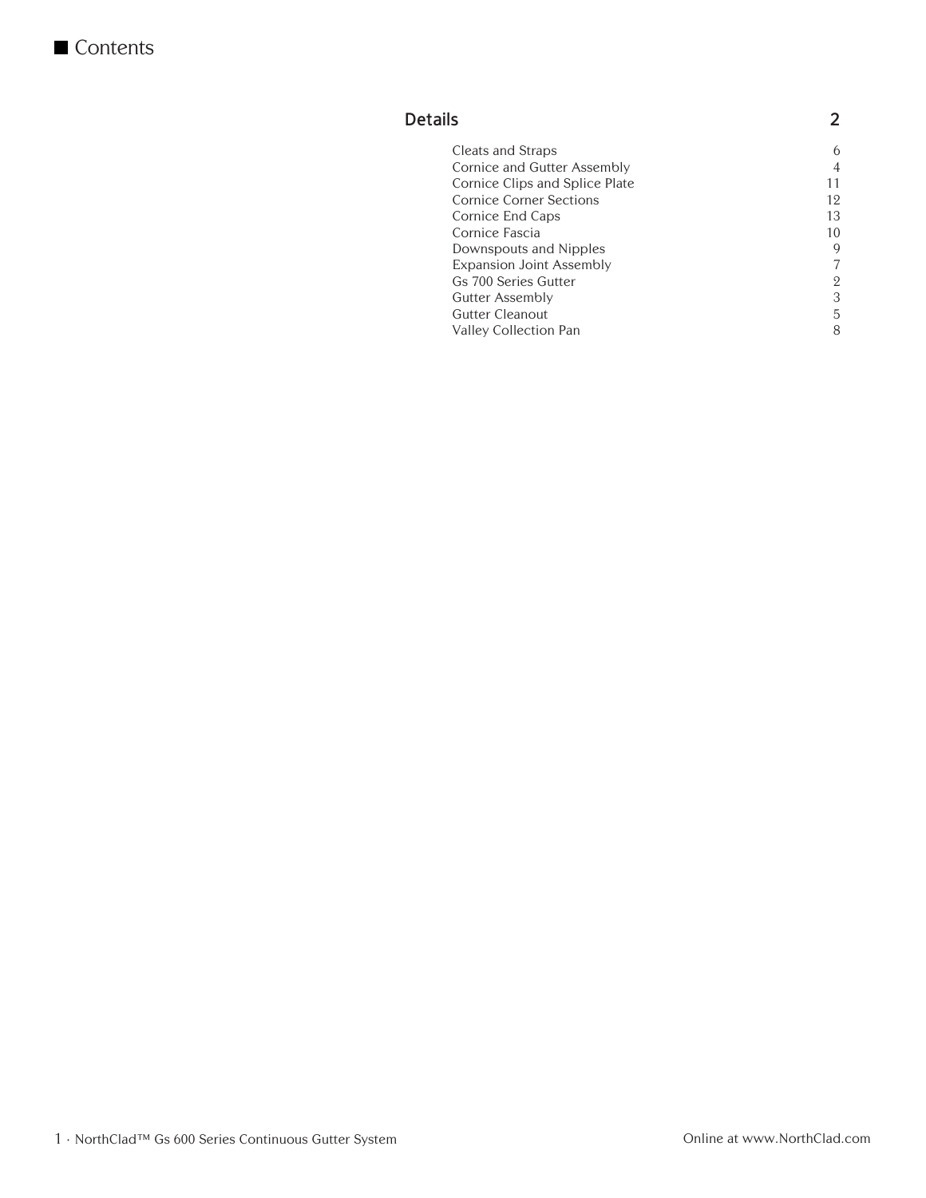# Contents

## Details 2

| | |
|---|---|
| Cleats and Straps | 6 |
| Cornice and Gutter Assembly | 4 |
| Cornice Clips and Splice Plate | 11 |
| Cornice Corner Sections | 12 |
| Cornice End Caps | 13 |
| Cornice Fascia | 10 |
| Downspouts and Nipples | 9 |
| Expansion Joint Assembly | 7 |
| Gs 700 Series Gutter | 2 |
| Gutter Assembly | 3 |
| Gutter Cleanout | 5 |
| Valley Collection Pan | 8 |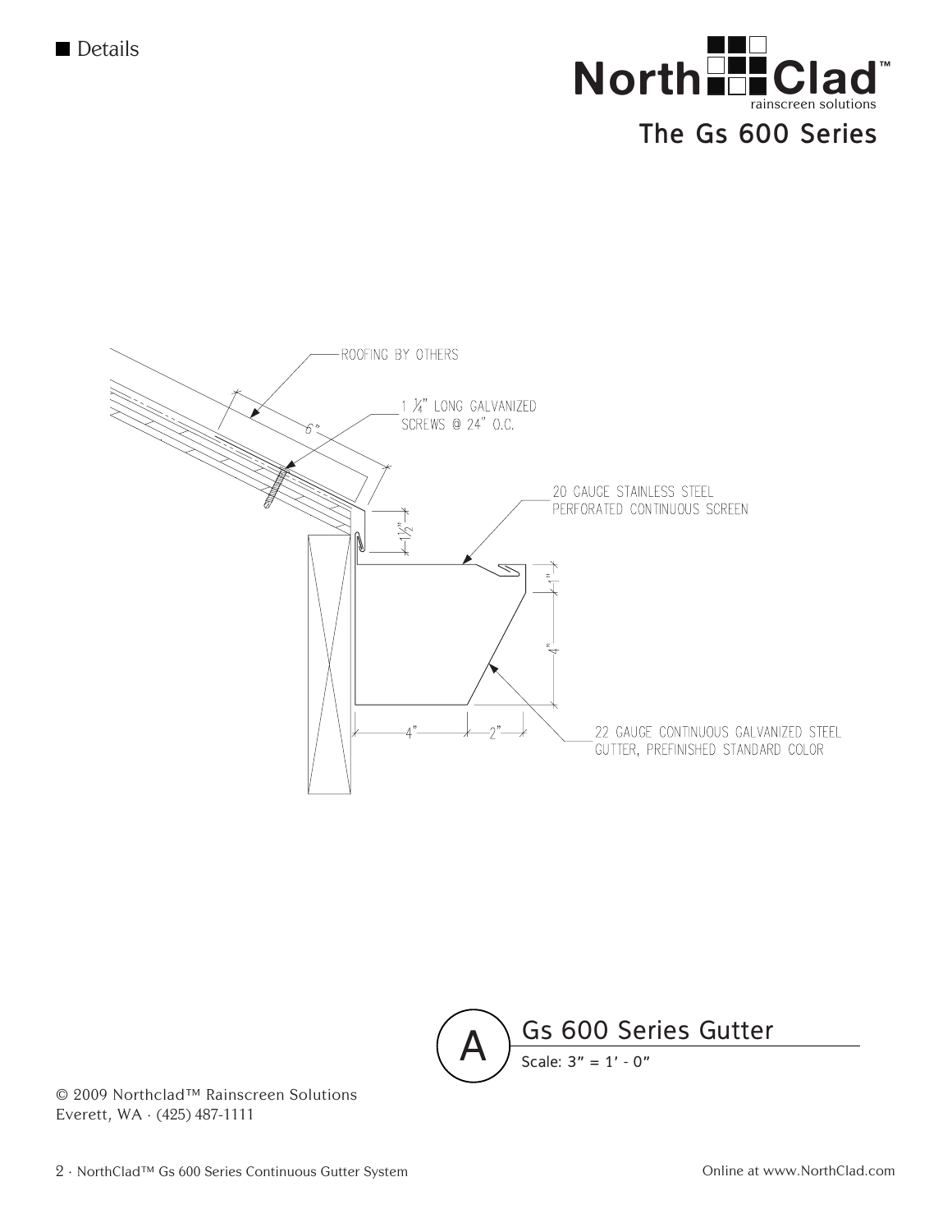■ Details

The Gs 600 Series

ROOFING BY OTHERS

1 ¼" LONG GALVANIZED SCREWS @ 24" O.C.

6"

1½"

20 GAUGE STAINLESS STEEL PERFORATED CONTINUOUS SCREEN

1"

4"

4"

2"

22 GAUGE CONTINUOUS GALVANIZED STEEL GUTTER, PREFINISHED STANDARD COLOR

A — Gs 600 Series Gutter

Scale: 3" = 1' - 0"

© 2009 Northclad™ Rainscreen Solutions
Everett, WA · (425) 487-1111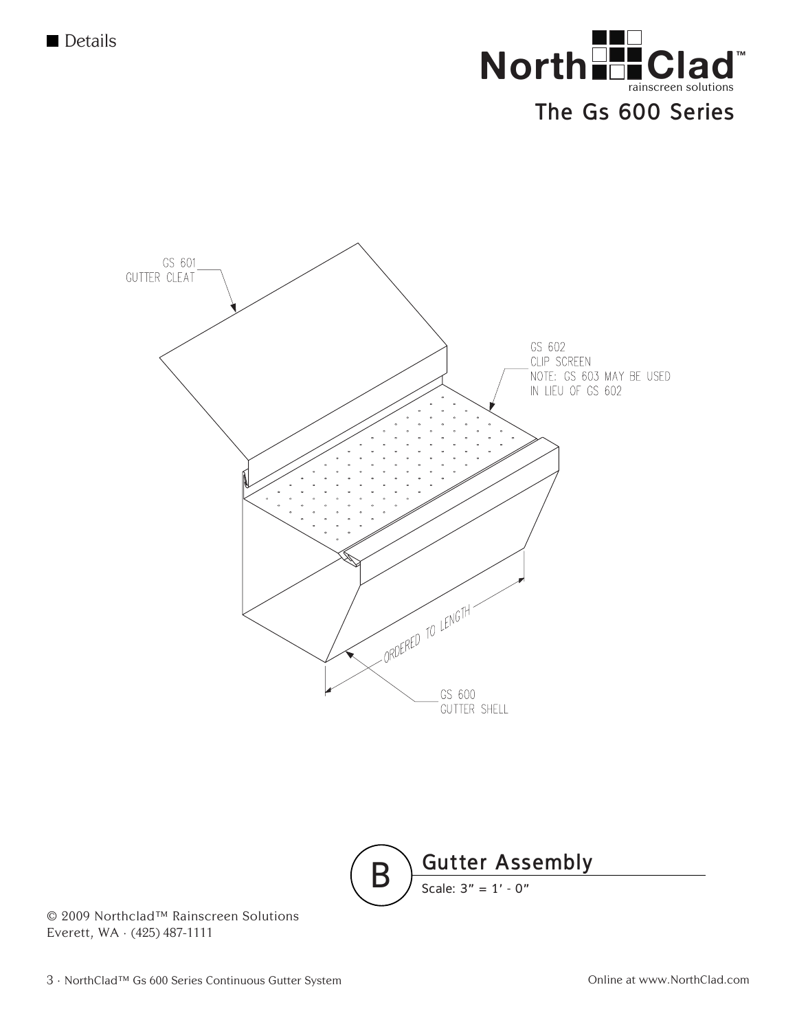■ Details

# NorthClad™ rainscreen solutions

## The Gs 600 Series

GS 601
GUTTER CLEAT

GS 602
CLIP SCREEN
NOTE: GS 603 MAY BE USED
IN LIEU OF GS 602

ORDERED TO LENGTH

GS 600
GUTTER SHELL

**B** Gutter Assembly

Scale: 3" = 1' - 0"

© 2009 Northclad™ Rainscreen Solutions
Everett, WA · (425) 487-1111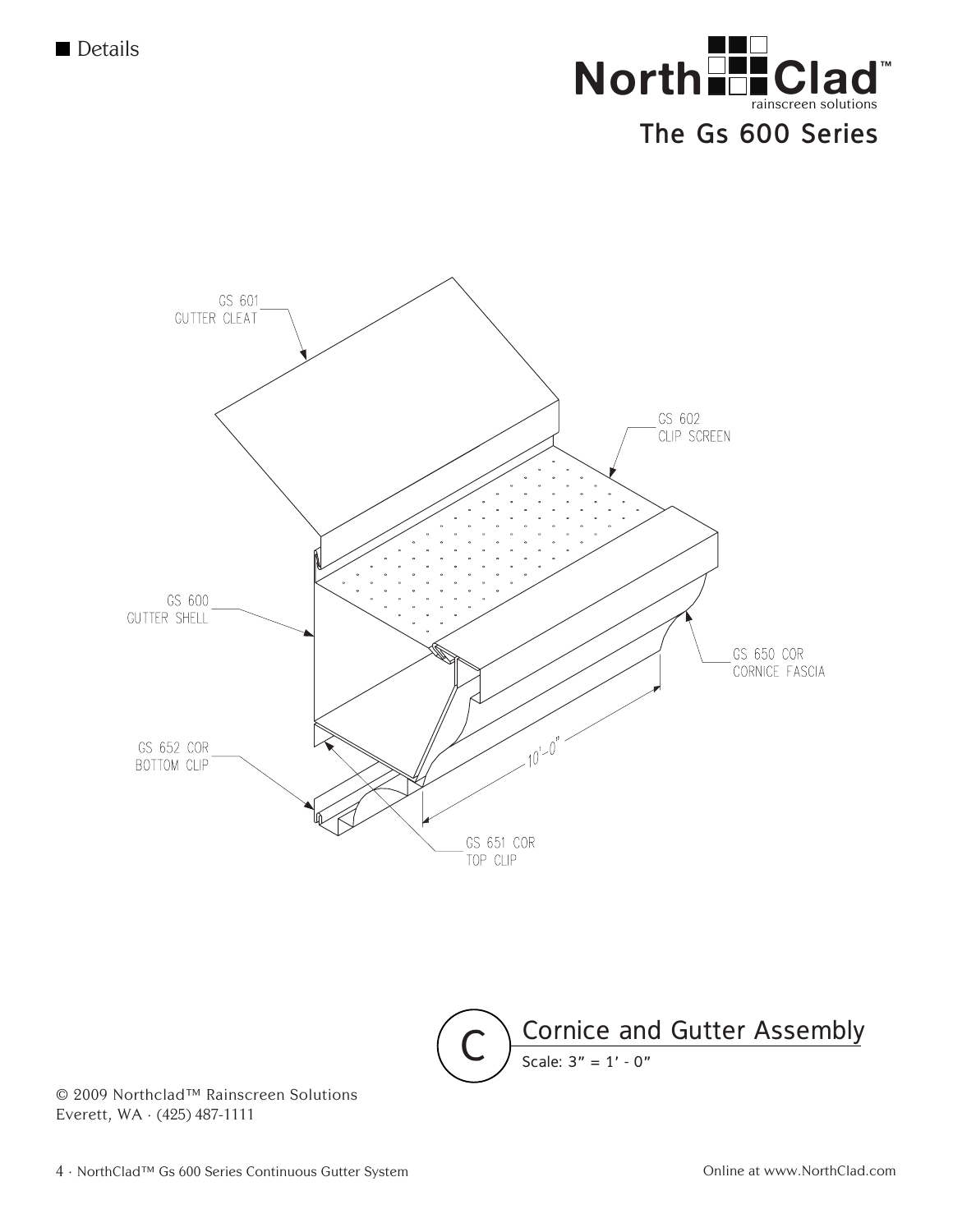■ Details

The Gs 600 Series

GS 601
GUTTER CLEAT

GS 602
CLIP SCREEN

GS 600
GUTTER SHELL

GS 650 COR
CORNICE FASCIA

GS 652 COR
BOTTOM CLIP

10'-0"

GS 651 COR
TOP CLIP

C — Cornice and Gutter Assembly

Scale: 3" = 1' - 0"

© 2009 Northclad™ Rainscreen Solutions
Everett, WA · (425) 487-1111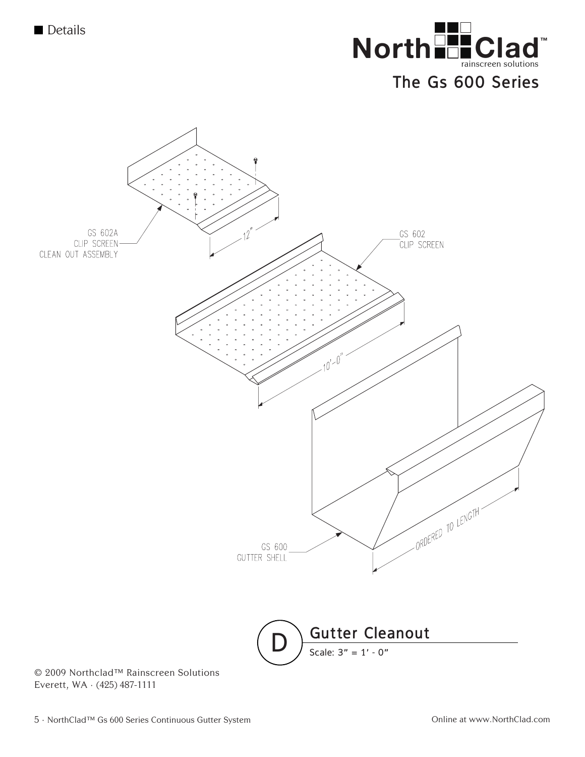■ Details

NorthClad™ rainscreen solutions

The Gs 600 Series

GS 602A
CLIP SCREEN
CLEAN OUT ASSEMBLY

12"

GS 602
CLIP SCREEN

10'-0"

GS 600
GUTTER SHELL

ORDERED TO LENGTH

## D Gutter Cleanout

Scale: 3" = 1' - 0"

© 2009 Northclad™ Rainscreen Solutions
Everett, WA · (425) 487-1111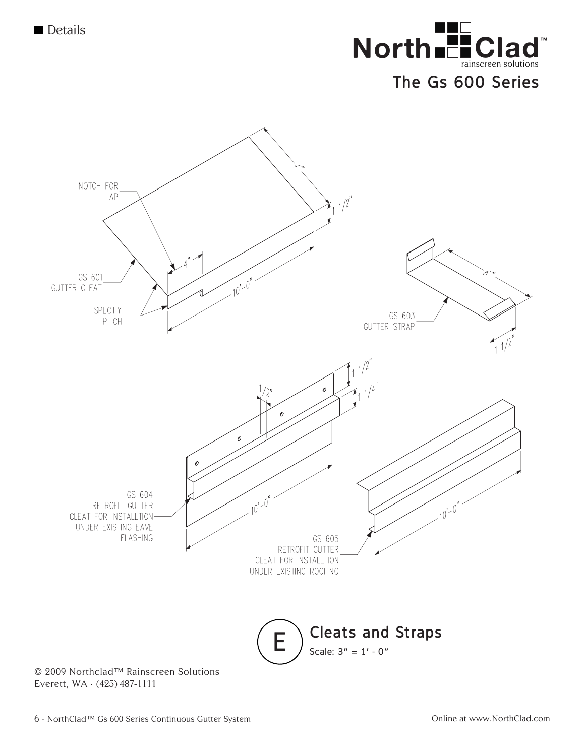■ Details

NorthClad™ rainscreen solutions

## The Gs 600 Series

NOTCH FOR LAP

GS 601 GUTTER CLEAT

SPECIFY PITCH

4"

1 1/2"

4"

10'-0"

GS 603 GUTTER STRAP

6"

1 1/2"

1/2"

1 1/2"

1 1/4"

GS 604 RETROFIT GUTTER CLEAT FOR INSTALLTION UNDER EXISTING EAVE FLASHING

10'-0"

GS 605 RETROFIT GUTTER CLEAT FOR INSTALLTION UNDER EXISTING ROOFING

10'-0"

## E Cleats and Straps

Scale: 3" = 1' - 0"

© 2009 Northclad™ Rainscreen Solutions
Everett, WA · (425) 487-1111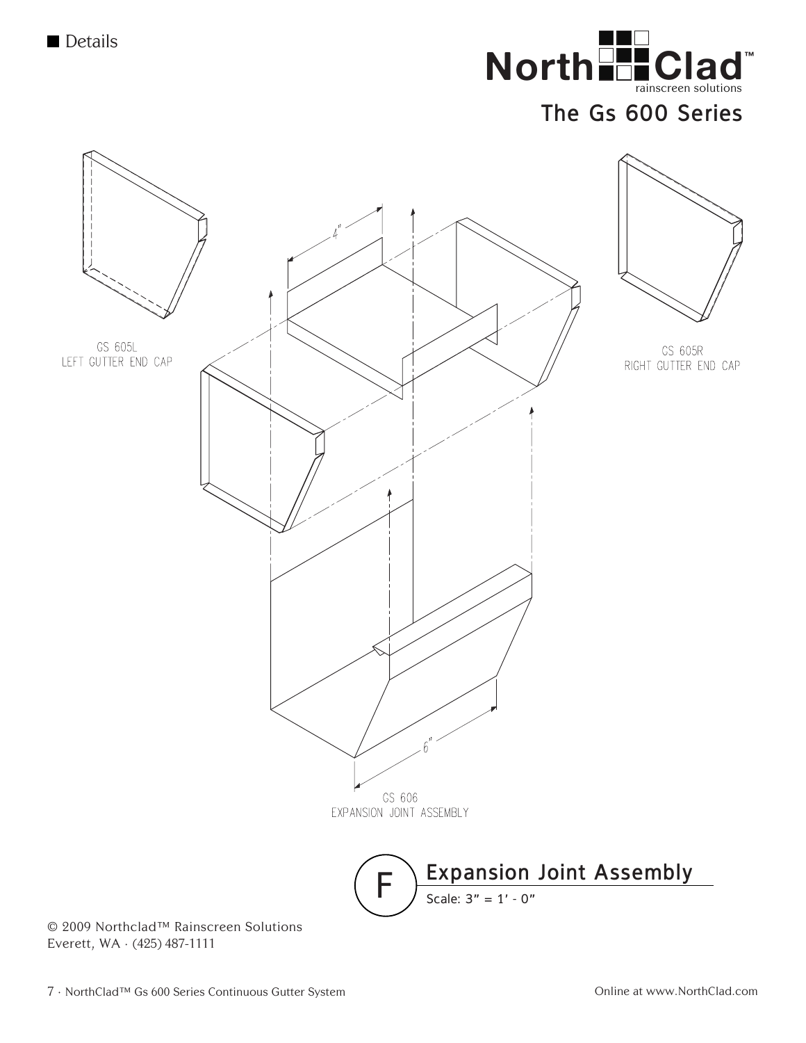■ Details

The Gs 600 Series

4"

GS 605L
LEFT GUTTER END CAP

CS 605R
RIGHT GUTTER END CAP

6"

GS 606
EXPANSION JOINT ASSEMBLY

F

## Expansion Joint Assembly

Scale: 3" = 1' - 0"

© 2009 Northclad™ Rainscreen Solutions
Everett, WA · (425) 487-1111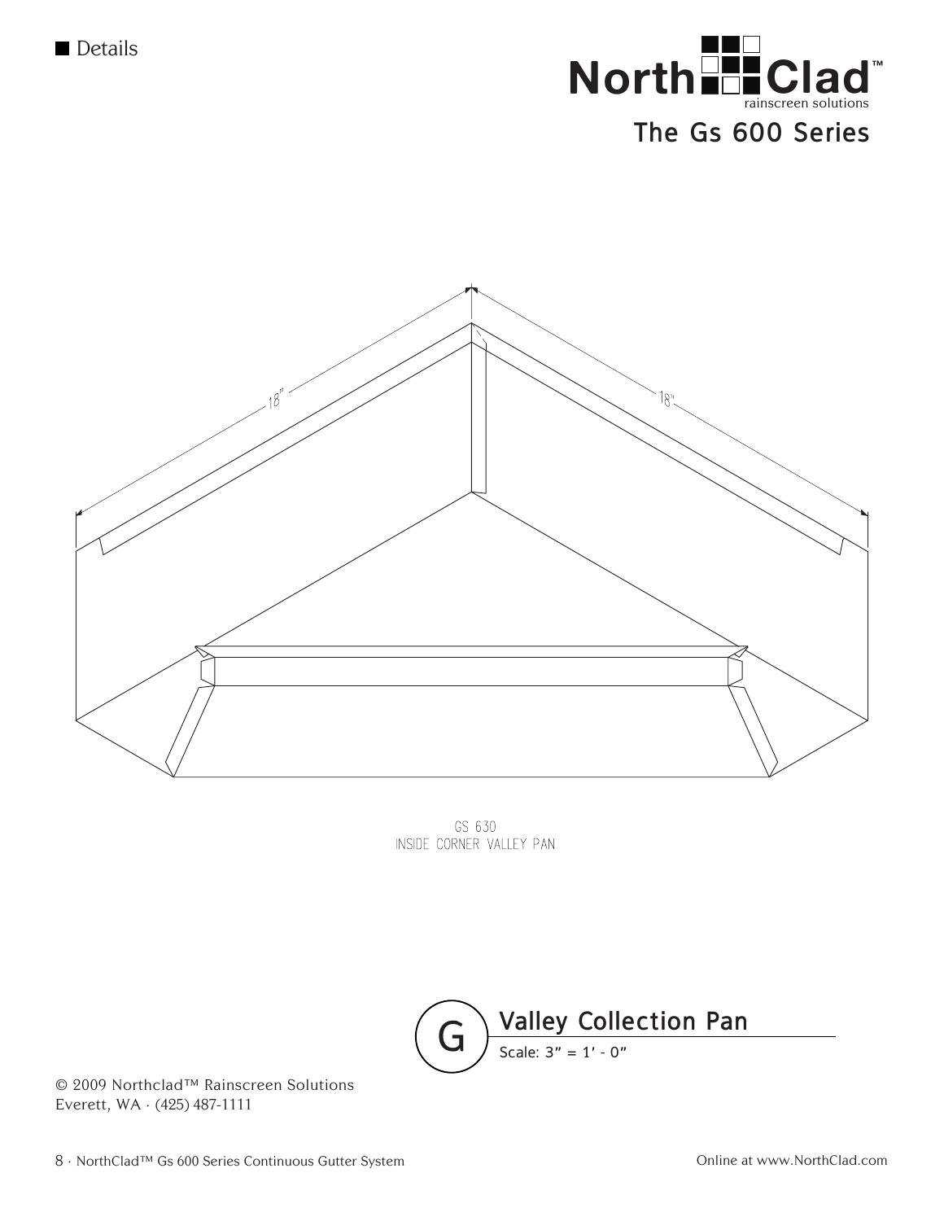■ Details

The Gs 600 Series

18"

18"

GS 630
INSIDE CORNER VALLEY PAN

## G Valley Collection Pan

Scale: 3" = 1' - 0"

© 2009 Northclad™ Rainscreen Solutions
Everett, WA · (425) 487-1111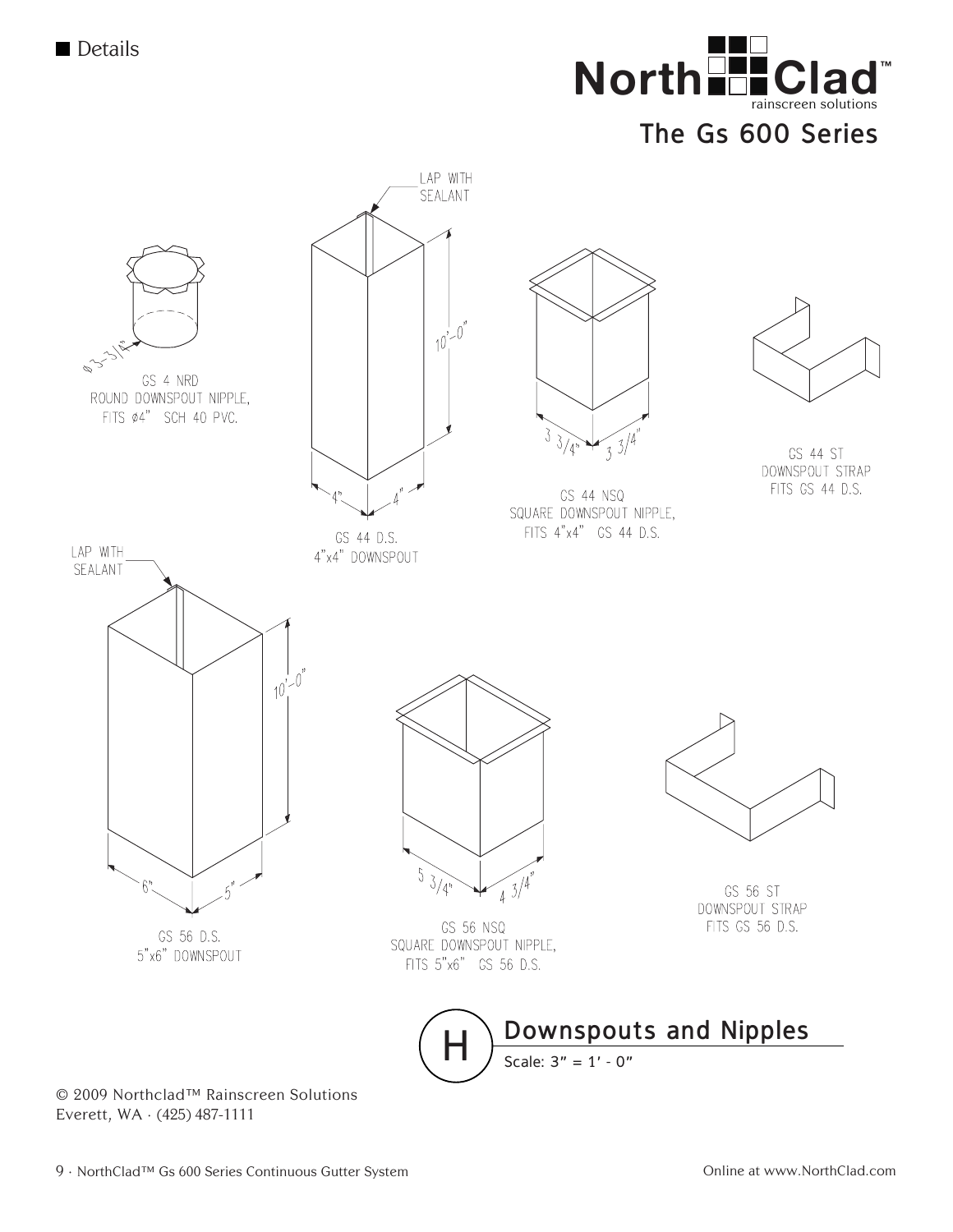■ Details

NorthClad™ rainscreen solutions

## The Gs 600 Series

LAP WITH SEALANT

ø3-3/4"

GS 4 NRD
ROUND DOWNSPOUT NIPPLE,
FITS ø4" SCH 40 PVC.

10'-0"

4" 4"

GS 44 D.S.
4"x4" DOWNSPOUT

3 3/4" 3 3/4"

GS 44 NSQ
SQUARE DOWNSPOUT NIPPLE,
FITS 4"x4" GS 44 D.S.

GS 44 ST
DOWNSPOUT STRAP
FITS GS 44 D.S.

LAP WITH SEALANT

10'-0"

6" 5"

GS 56 D.S.
5"x6" DOWNSPOUT

5 3/4" 4 3/4"

GS 56 NSQ
SQUARE DOWNSPOUT NIPPLE,
FITS 5"x6" GS 56 D.S.

GS 56 ST
DOWNSPOUT STRAP
FITS GS 56 D.S.

## H Downspouts and Nipples

Scale: 3" = 1' - 0"

© 2009 Northclad™ Rainscreen Solutions
Everett, WA · (425) 487-1111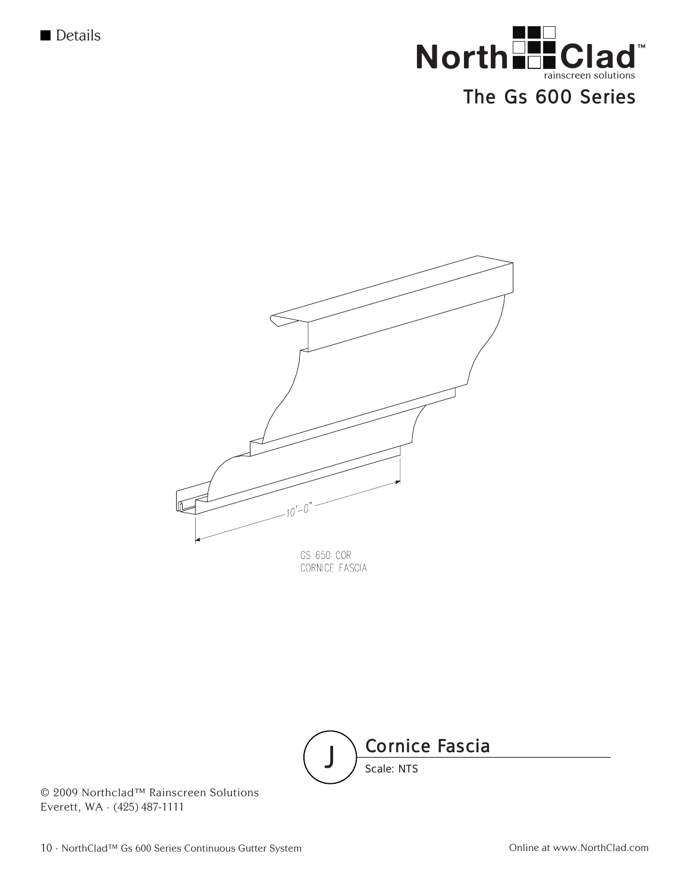■ Details

The Gs 600 Series

10'–0"

GS 650 COR
CORNICE FASCIA

## J Cornice Fascia

Scale: NTS

© 2009 Northclad™ Rainscreen Solutions
Everett, WA · (425) 487-1111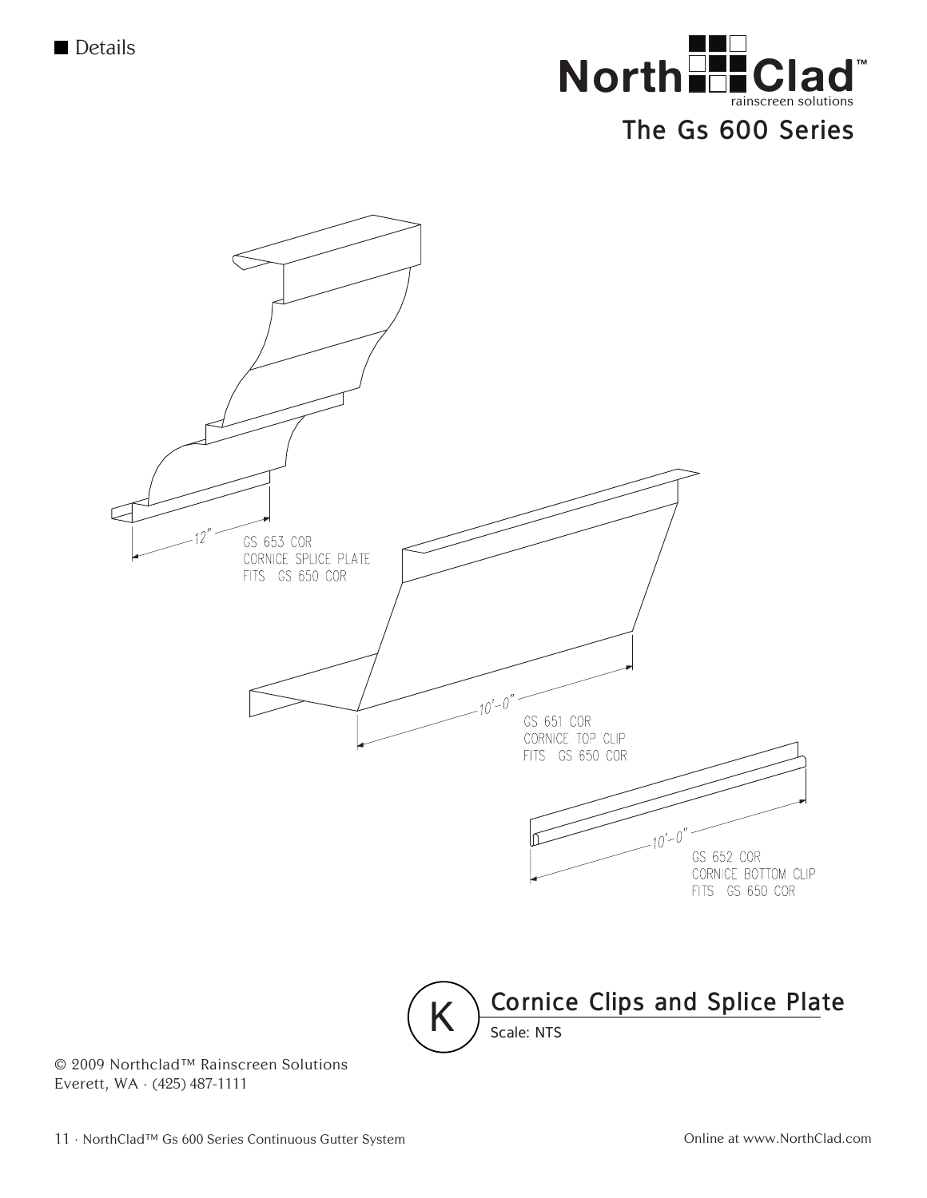■ Details

The Gs 600 Series

12"

GS 653 COR
CORNICE SPLICE PLATE
FITS GS 650 COR

10'-0"

GS 651 COR
CORNICE TOP CLIP
FITS GS 650 COR

10'-0"

GS 652 COR
CORNICE BOTTOM CLIP
FITS GS 650 COR

## K — Cornice Clips and Splice Plate

Scale: NTS

© 2009 Northclad™ Rainscreen Solutions
Everett, WA · (425) 487-1111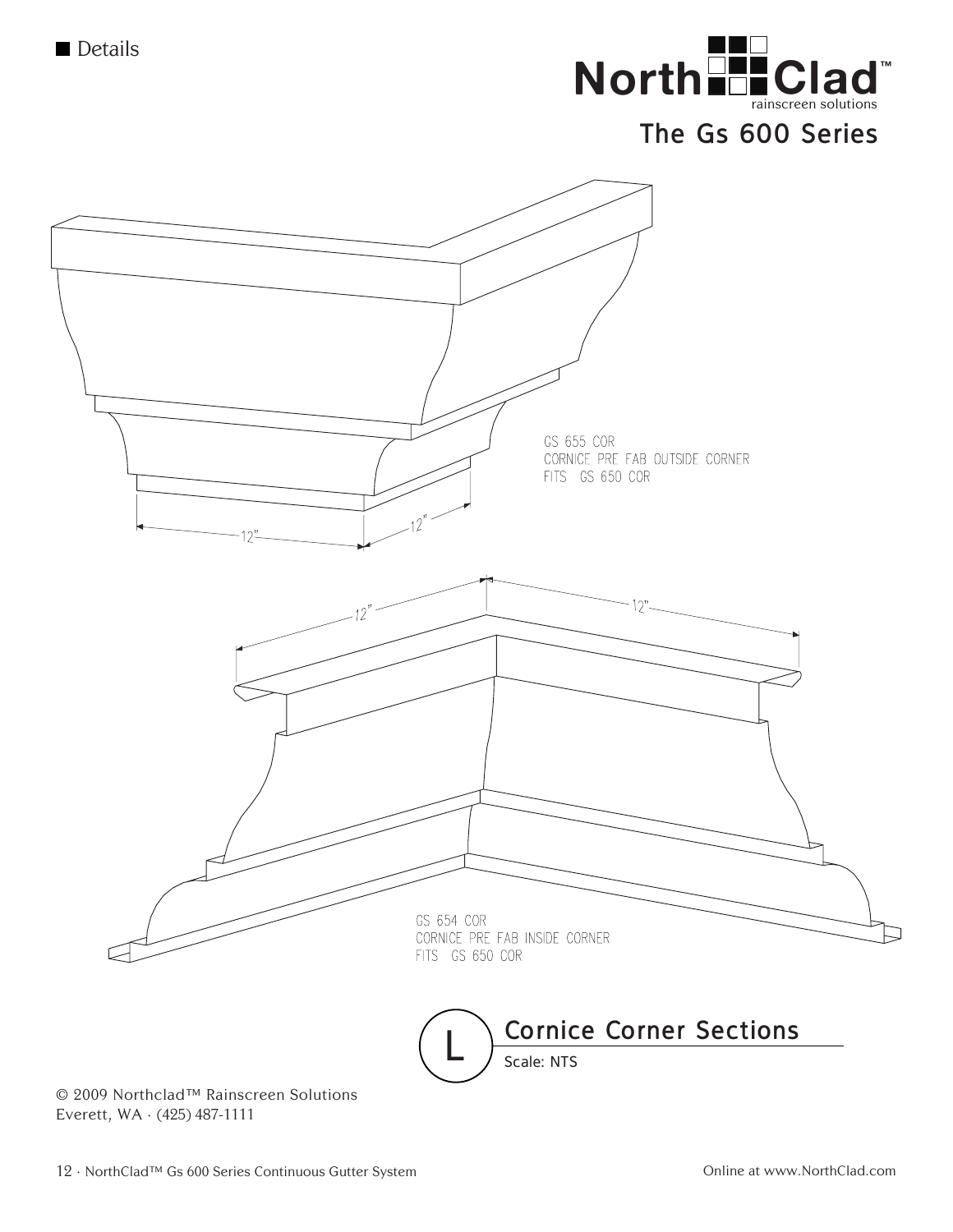■ Details

NorthClad™ rainscreen solutions

## The Gs 600 Series

GS 655 COR
CORNICE PRE FAB OUTSIDE CORNER
FITS GS 650 COR

12"

12"

12"

12"

GS 654 COR
CORNICE PRE FAB INSIDE CORNER
FITS GS 650 COR

## L Cornice Corner Sections

Scale: NTS

© 2009 Northclad™ Rainscreen Solutions
Everett, WA · (425) 487-1111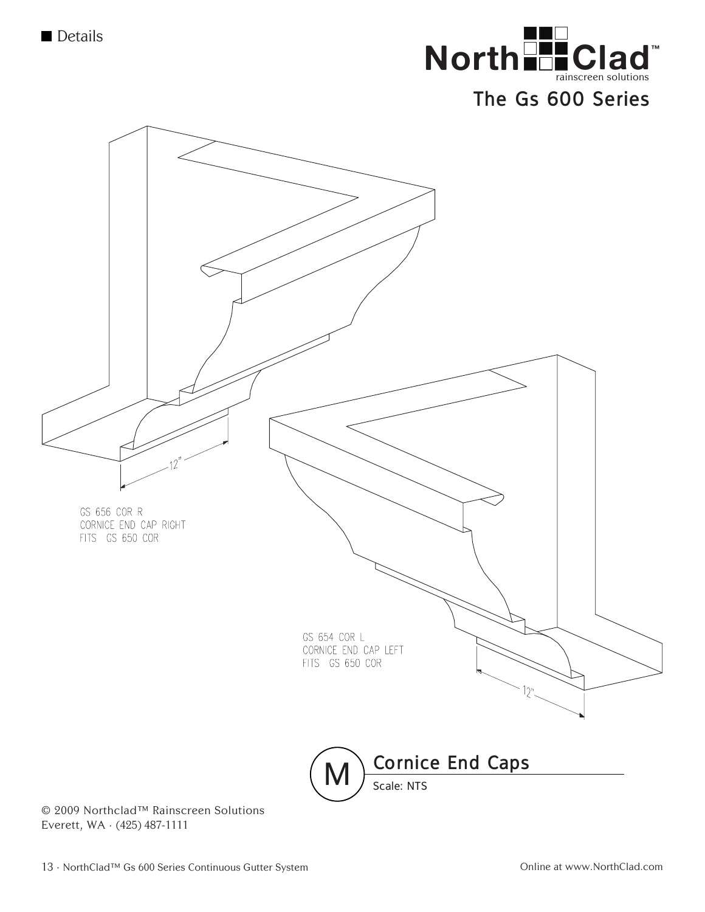■ Details

North Clad™ rainscreen solutions

## The Gs 600 Series

12"

GS 656 COR R
CORNICE END CAP RIGHT
FITS GS 650 COR

GS 654 COR L
CORNICE END CAP LEFT
FITS GS 650 COR

12"

## M Cornice End Caps

Scale: NTS

© 2009 Northclad™ Rainscreen Solutions
Everett, WA · (425) 487-1111